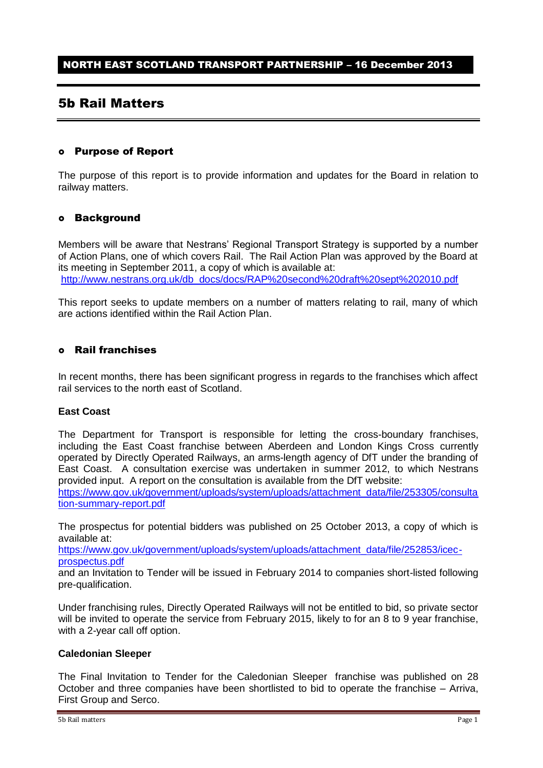**NORTH EAST SCOTLAND TRANSPORT PARTNERSHIP – 16 December 2013**

# 5b Rail Matters

## Purpose of Report

The purpose of this report is to provide information and updates for the Board in relation to railway matters.

## Background

Members will be aware that Nestrans' Regional Transport Strategy is supported by a number of Action Plans, one of which covers Rail. The Rail Action Plan was approved by the Board at its meeting in September 2011, a copy of which is available at:
http://www.nestrans.org.uk/db_docs/docs/RAP%20second%20draft%20sept%202010.pdf

This report seeks to update members on a number of matters relating to rail, many of which are actions identified within the Rail Action Plan.

## Rail franchises

In recent months, there has been significant progress in regards to the franchises which affect rail services to the north east of Scotland.

### East Coast

The Department for Transport is responsible for letting the cross-boundary franchises, including the East Coast franchise between Aberdeen and London Kings Cross currently operated by Directly Operated Railways, an arms-length agency of DfT under the branding of East Coast. A consultation exercise was undertaken in summer 2012, to which Nestrans provided input. A report on the consultation is available from the DfT website:
https://www.gov.uk/government/uploads/system/uploads/attachment_data/file/253305/consultation-summary-report.pdf

The prospectus for potential bidders was published on 25 October 2013, a copy of which is available at:
https://www.gov.uk/government/uploads/system/uploads/attachment_data/file/252853/icec-prospectus.pdf
and an Invitation to Tender will be issued in February 2014 to companies short-listed following pre-qualification.

Under franchising rules, Directly Operated Railways will not be entitled to bid, so private sector will be invited to operate the service from February 2015, likely to for an 8 to 9 year franchise, with a 2-year call off option.

### Caledonian Sleeper

The Final Invitation to Tender for the Caledonian Sleeper franchise was published on 28 October and three companies have been shortlisted to bid to operate the franchise – Arriva, First Group and Serco.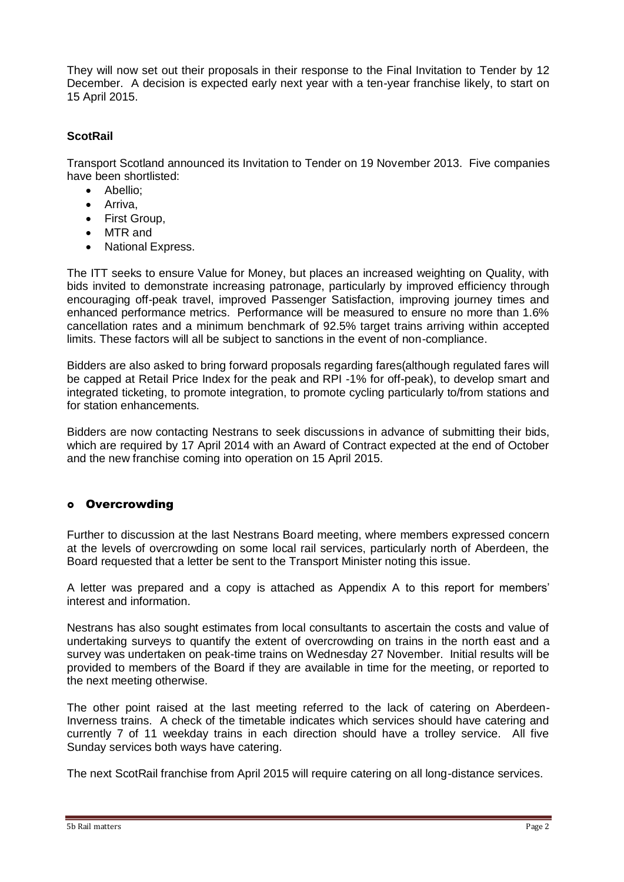They will now set out their proposals in their response to the Final Invitation to Tender by 12 December. A decision is expected early next year with a ten-year franchise likely, to start on 15 April 2015.

**ScotRail**

Transport Scotland announced its Invitation to Tender on 19 November 2013. Five companies have been shortlisted:

- Abellio;
- Arriva,
- First Group,
- MTR and
- National Express.

The ITT seeks to ensure Value for Money, but places an increased weighting on Quality, with bids invited to demonstrate increasing patronage, particularly by improved efficiency through encouraging off-peak travel, improved Passenger Satisfaction, improving journey times and enhanced performance metrics. Performance will be measured to ensure no more than 1.6% cancellation rates and a minimum benchmark of 92.5% target trains arriving within accepted limits. These factors will all be subject to sanctions in the event of non-compliance.

Bidders are also asked to bring forward proposals regarding fares(although regulated fares will be capped at Retail Price Index for the peak and RPI -1% for off-peak), to develop smart and integrated ticketing, to promote integration, to promote cycling particularly to/from stations and for station enhancements.

Bidders are now contacting Nestrans to seek discussions in advance of submitting their bids, which are required by 17 April 2014 with an Award of Contract expected at the end of October and the new franchise coming into operation on 15 April 2015.

## Overcrowding

Further to discussion at the last Nestrans Board meeting, where members expressed concern at the levels of overcrowding on some local rail services, particularly north of Aberdeen, the Board requested that a letter be sent to the Transport Minister noting this issue.

A letter was prepared and a copy is attached as Appendix A to this report for members' interest and information.

Nestrans has also sought estimates from local consultants to ascertain the costs and value of undertaking surveys to quantify the extent of overcrowding on trains in the north east and a survey was undertaken on peak-time trains on Wednesday 27 November. Initial results will be provided to members of the Board if they are available in time for the meeting, or reported to the next meeting otherwise.

The other point raised at the last meeting referred to the lack of catering on Aberdeen-Inverness trains. A check of the timetable indicates which services should have catering and currently 7 of 11 weekday trains in each direction should have a trolley service. All five Sunday services both ways have catering.

The next ScotRail franchise from April 2015 will require catering on all long-distance services.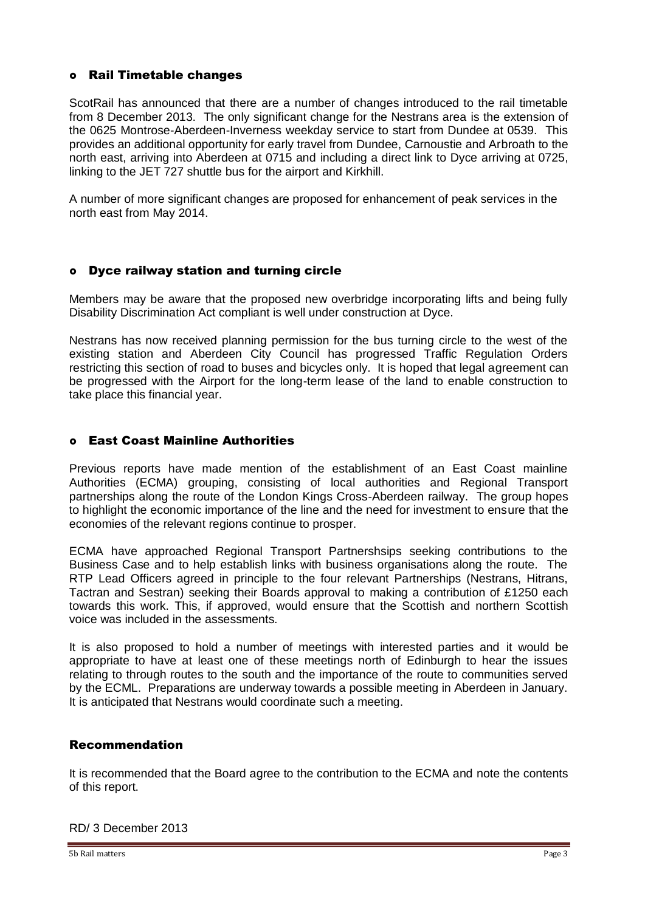- **Rail Timetable changes**

ScotRail has announced that there are a number of changes introduced to the rail timetable from 8 December 2013. The only significant change for the Nestrans area is the extension of the 0625 Montrose-Aberdeen-Inverness weekday service to start from Dundee at 0539. This provides an additional opportunity for early travel from Dundee, Carnoustie and Arbroath to the north east, arriving into Aberdeen at 0715 and including a direct link to Dyce arriving at 0725, linking to the JET 727 shuttle bus for the airport and Kirkhill.

A number of more significant changes are proposed for enhancement of peak services in the north east from May 2014.

- **Dyce railway station and turning circle**

Members may be aware that the proposed new overbridge incorporating lifts and being fully Disability Discrimination Act compliant is well under construction at Dyce.

Nestrans has now received planning permission for the bus turning circle to the west of the existing station and Aberdeen City Council has progressed Traffic Regulation Orders restricting this section of road to buses and bicycles only. It is hoped that legal agreement can be progressed with the Airport for the long-term lease of the land to enable construction to take place this financial year.

- **East Coast Mainline Authorities**

Previous reports have made mention of the establishment of an East Coast mainline Authorities (ECMA) grouping, consisting of local authorities and Regional Transport partnerships along the route of the London Kings Cross-Aberdeen railway. The group hopes to highlight the economic importance of the line and the need for investment to ensure that the economies of the relevant regions continue to prosper.

ECMA have approached Regional Transport Partnershsips seeking contributions to the Business Case and to help establish links with business organisations along the route. The RTP Lead Officers agreed in principle to the four relevant Partnerships (Nestrans, Hitrans, Tactran and Sestran) seeking their Boards approval to making a contribution of £1250 each towards this work. This, if approved, would ensure that the Scottish and northern Scottish voice was included in the assessments.

It is also proposed to hold a number of meetings with interested parties and it would be appropriate to have at least one of these meetings north of Edinburgh to hear the issues relating to through routes to the south and the importance of the route to communities served by the ECML. Preparations are underway towards a possible meeting in Aberdeen in January. It is anticipated that Nestrans would coordinate such a meeting.

## Recommendation

It is recommended that the Board agree to the contribution to the ECMA and note the contents of this report.

RD/ 3 December 2013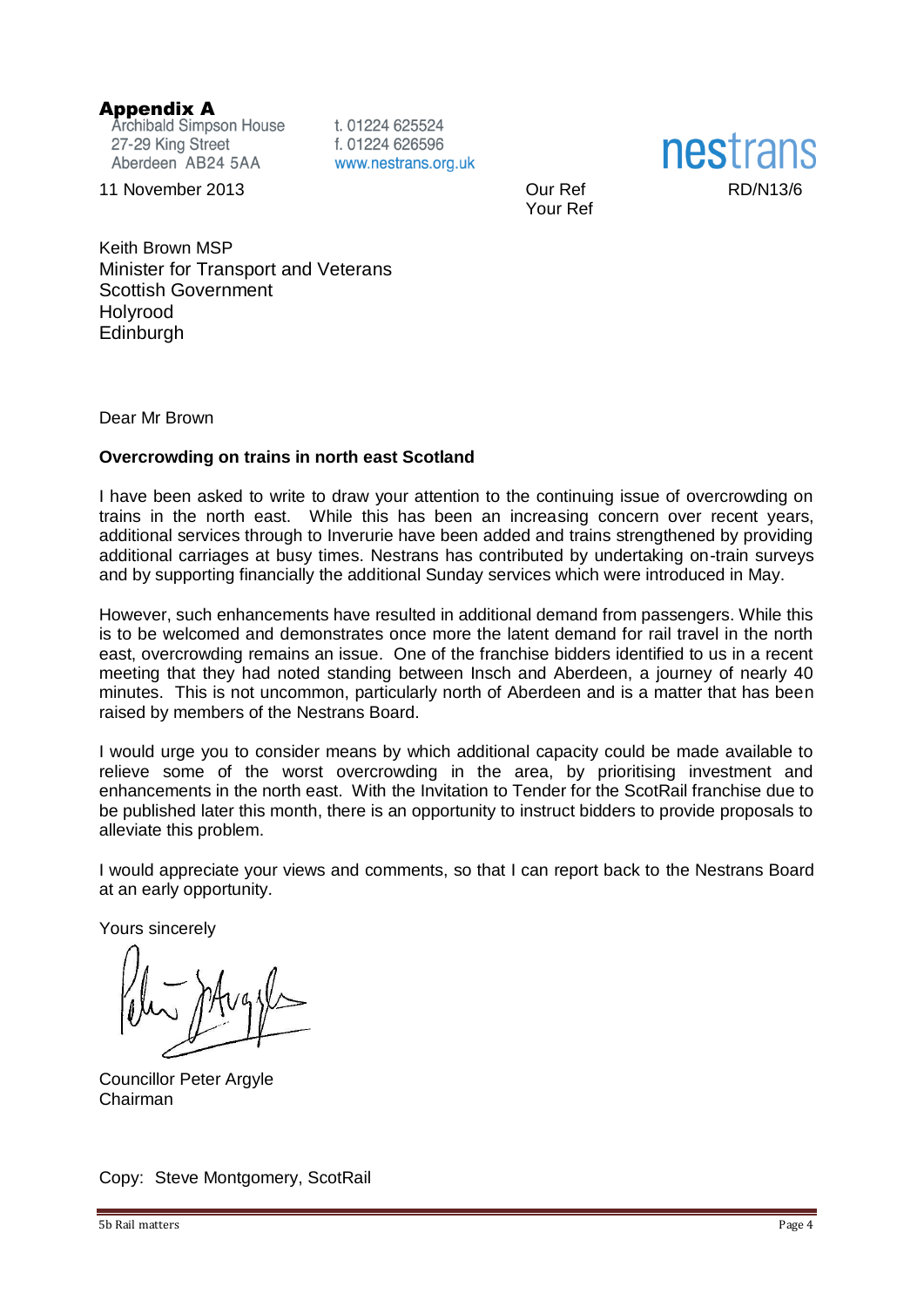**Appendix A**

Archibald Simpson House
27-29 King Street
Aberdeen AB24 5AA

t. 01224 625524
f. 01224 626596
www.nestrans.org.uk

nestrans

11 November 2013

Our Ref RD/N13/6
Your Ref

Keith Brown MSP
Minister for Transport and Veterans
Scottish Government
Holyrood
Edinburgh

Dear Mr Brown

**Overcrowding on trains in north east Scotland**

I have been asked to write to draw your attention to the continuing issue of overcrowding on trains in the north east. While this has been an increasing concern over recent years, additional services through to Inverurie have been added and trains strengthened by providing additional carriages at busy times. Nestrans has contributed by undertaking on-train surveys and by supporting financially the additional Sunday services which were introduced in May.

However, such enhancements have resulted in additional demand from passengers. While this is to be welcomed and demonstrates once more the latent demand for rail travel in the north east, overcrowding remains an issue. One of the franchise bidders identified to us in a recent meeting that they had noted standing between Insch and Aberdeen, a journey of nearly 40 minutes. This is not uncommon, particularly north of Aberdeen and is a matter that has been raised by members of the Nestrans Board.

I would urge you to consider means by which additional capacity could be made available to relieve some of the worst overcrowding in the area, by prioritising investment and enhancements in the north east. With the Invitation to Tender for the ScotRail franchise due to be published later this month, there is an opportunity to instruct bidders to provide proposals to alleviate this problem.

I would appreciate your views and comments, so that I can report back to the Nestrans Board at an early opportunity.

Yours sincerely

Councillor Peter Argyle
Chairman

Copy: Steve Montgomery, ScotRail